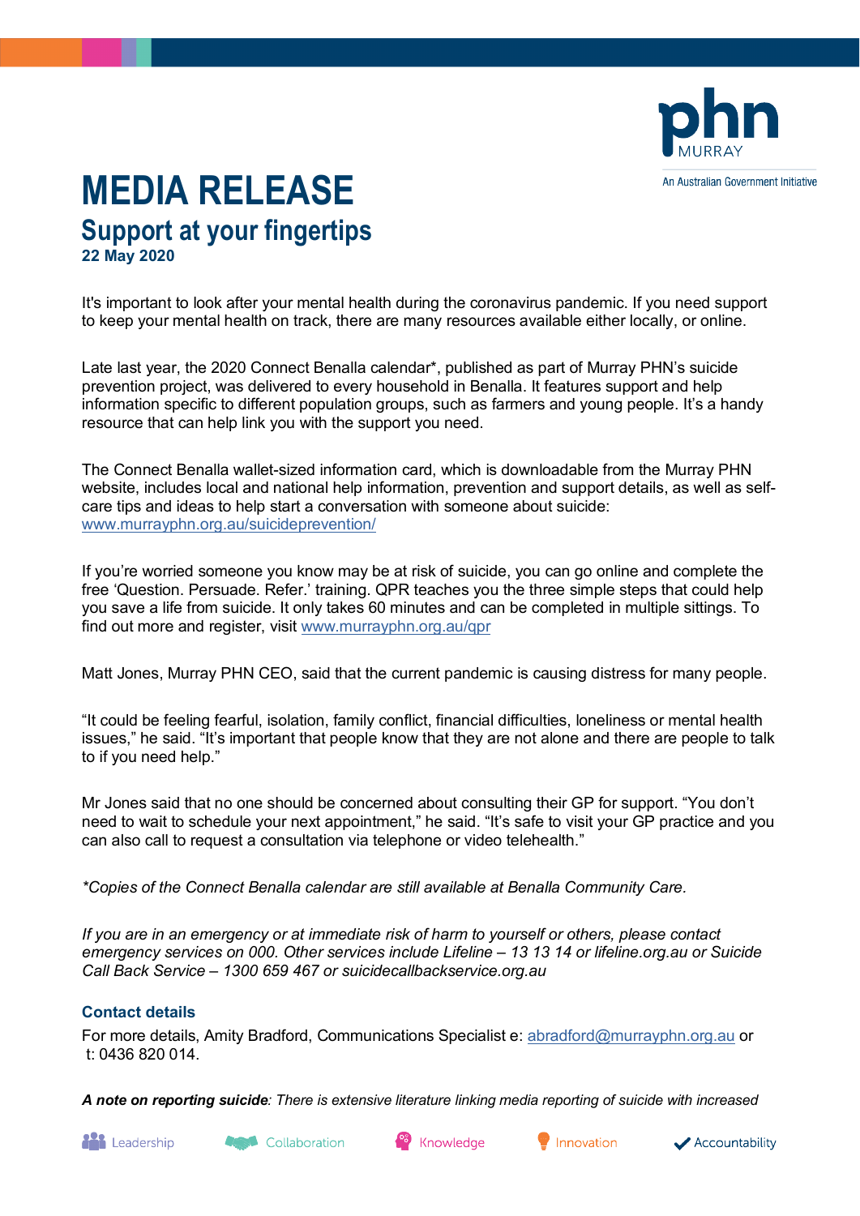phn MURRAY

An Australian Government Initiative

# MEDIA RELEASE

## Support at your fingertips

**22 May 2020**

It's important to look after your mental health during the coronavirus pandemic. If you need support to keep your mental health on track, there are many resources available either locally, or online.

Late last year, the 2020 Connect Benalla calendar*, published as part of Murray PHN's suicide prevention project, was delivered to every household in Benalla. It features support and help information specific to different population groups, such as farmers and young people. It's a handy resource that can help link you with the support you need.

The Connect Benalla wallet-sized information card, which is downloadable from the Murray PHN website, includes local and national help information, prevention and support details, as well as self-care tips and ideas to help start a conversation with someone about suicide: [www.murrayphn.org.au/suicideprevention/](www.murrayphn.org.au/suicideprevention/)

If you're worried someone you know may be at risk of suicide, you can go online and complete the free 'Question. Persuade. Refer.' training. QPR teaches you the three simple steps that could help you save a life from suicide. It only takes 60 minutes and can be completed in multiple sittings. To find out more and register, visit [www.murrayphn.org.au/qpr](www.murrayphn.org.au/qpr)

Matt Jones, Murray PHN CEO, said that the current pandemic is causing distress for many people.

"It could be feeling fearful, isolation, family conflict, financial difficulties, loneliness or mental health issues," he said. "It's important that people know that they are not alone and there are people to talk to if you need help."

Mr Jones said that no one should be concerned about consulting their GP for support. "You don't need to wait to schedule your next appointment," he said. "It's safe to visit your GP practice and you can also call to request a consultation via telephone or video telehealth."

*\*Copies of the Connect Benalla calendar are still available at Benalla Community Care.*

*If you are in an emergency or at immediate risk of harm to yourself or others, please contact emergency services on 000. Other services include Lifeline – 13 13 14 or lifeline.org.au or Suicide Call Back Service – 1300 659 467 or suicidecallbackservice.org.au*

### Contact details

For more details, Amity Bradford, Communications Specialist e: [abradford@murrayphn.org.au](mailto:abradford@murrayphn.org.au) or t: 0436 820 014.

***A note on reporting suicide**: There is extensive literature linking media reporting of suicide with increased*

Leadership Collaboration Knowledge Innovation Accountability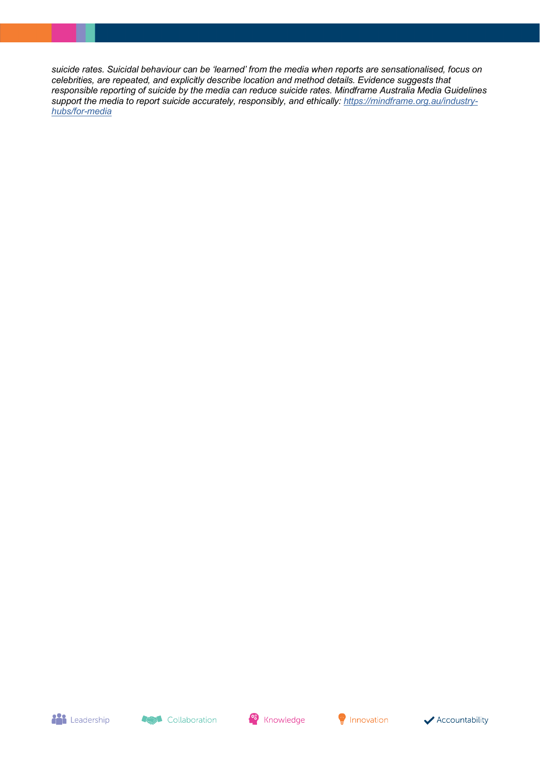*suicide rates. Suicidal behaviour can be 'learned' from the media when reports are sensationalised, focus on celebrities, are repeated, and explicitly describe location and method details. Evidence suggests that responsible reporting of suicide by the media can reduce suicide rates. Mindframe Australia Media Guidelines support the media to report suicide accurately, responsibly, and ethically: [https://mindframe.org.au/industry-hubs/for-media](https://mindframe.org.au/industry-hubs/for-media)*